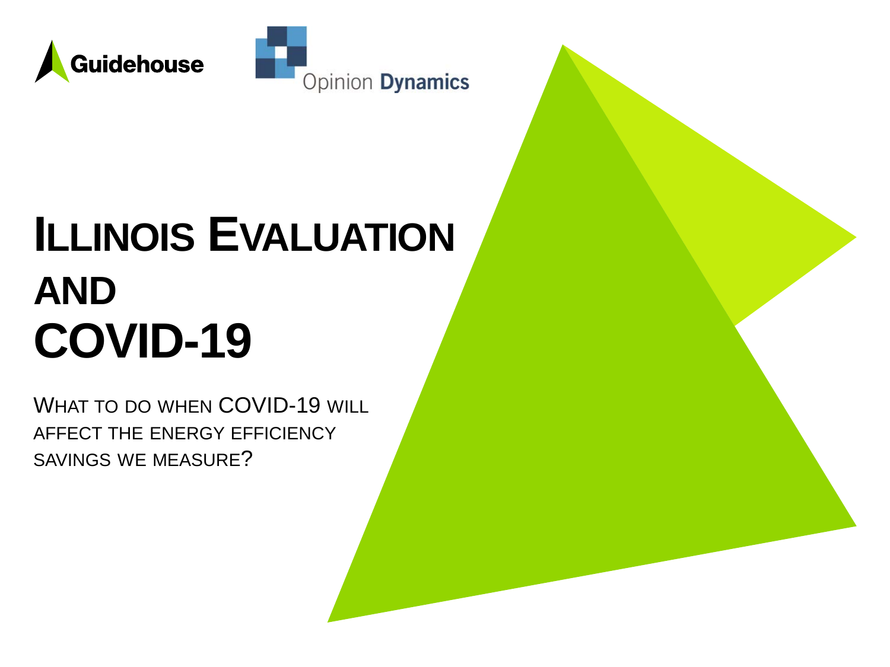Guidehouse

Opinion Dynamics

# Illinois Evaluation and COVID-19

What to do when COVID-19 will affect the energy efficiency savings we measure?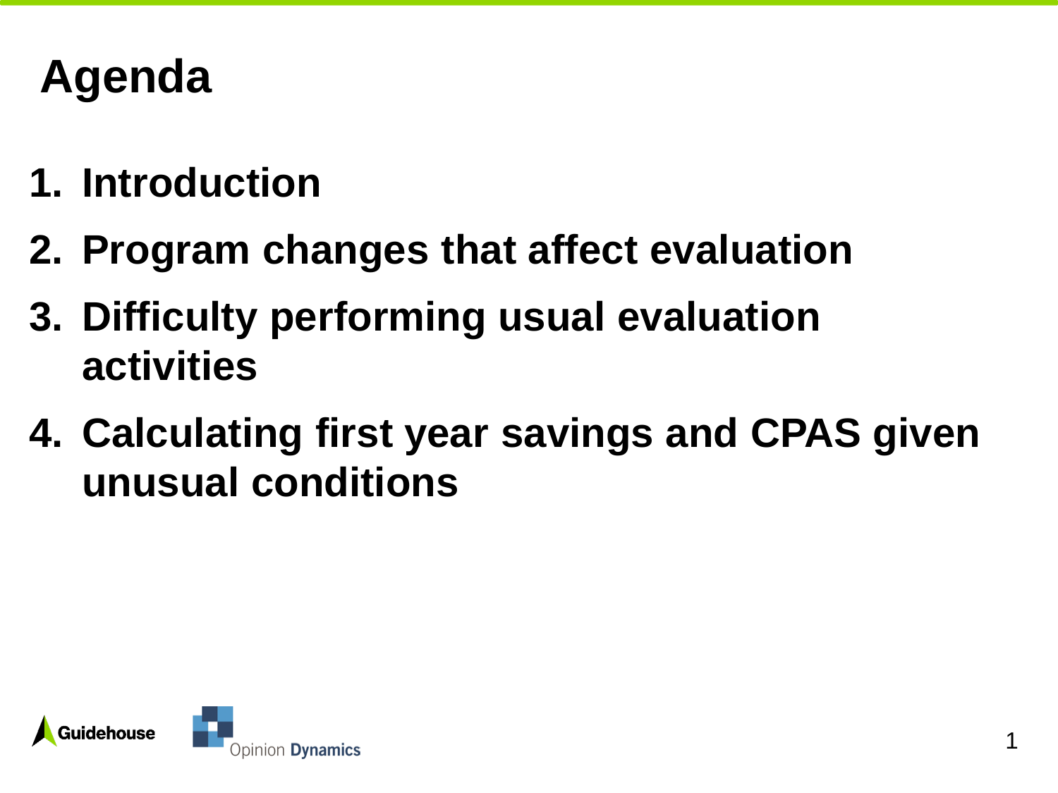# Agenda

1. Introduction
2. Program changes that affect evaluation
3. Difficulty performing usual evaluation activities
4. Calculating first year savings and CPAS given unusual conditions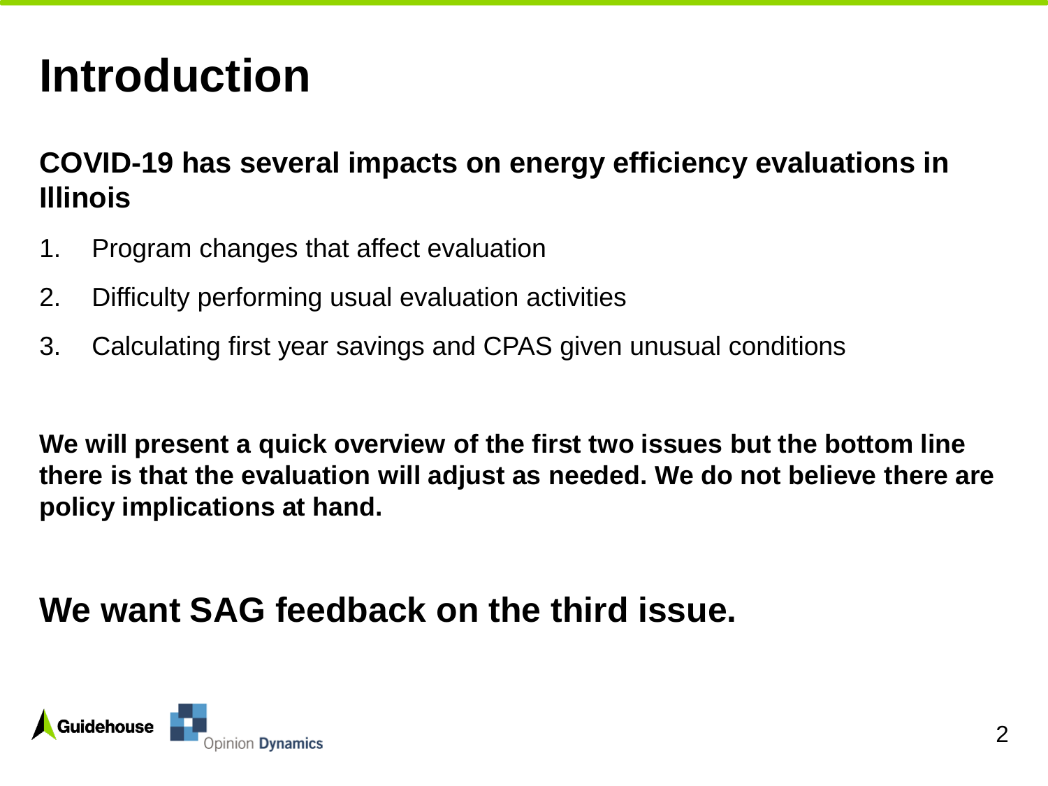# Introduction

**COVID-19 has several impacts on energy efficiency evaluations in Illinois**

1. Program changes that affect evaluation
2. Difficulty performing usual evaluation activities
3. Calculating first year savings and CPAS given unusual conditions

**We will present a quick overview of the first two issues but the bottom line there is that the evaluation will adjust as needed. We do not believe there are policy implications at hand.**

## We want SAG feedback on the third issue.

Guidehouse

Opinion Dynamics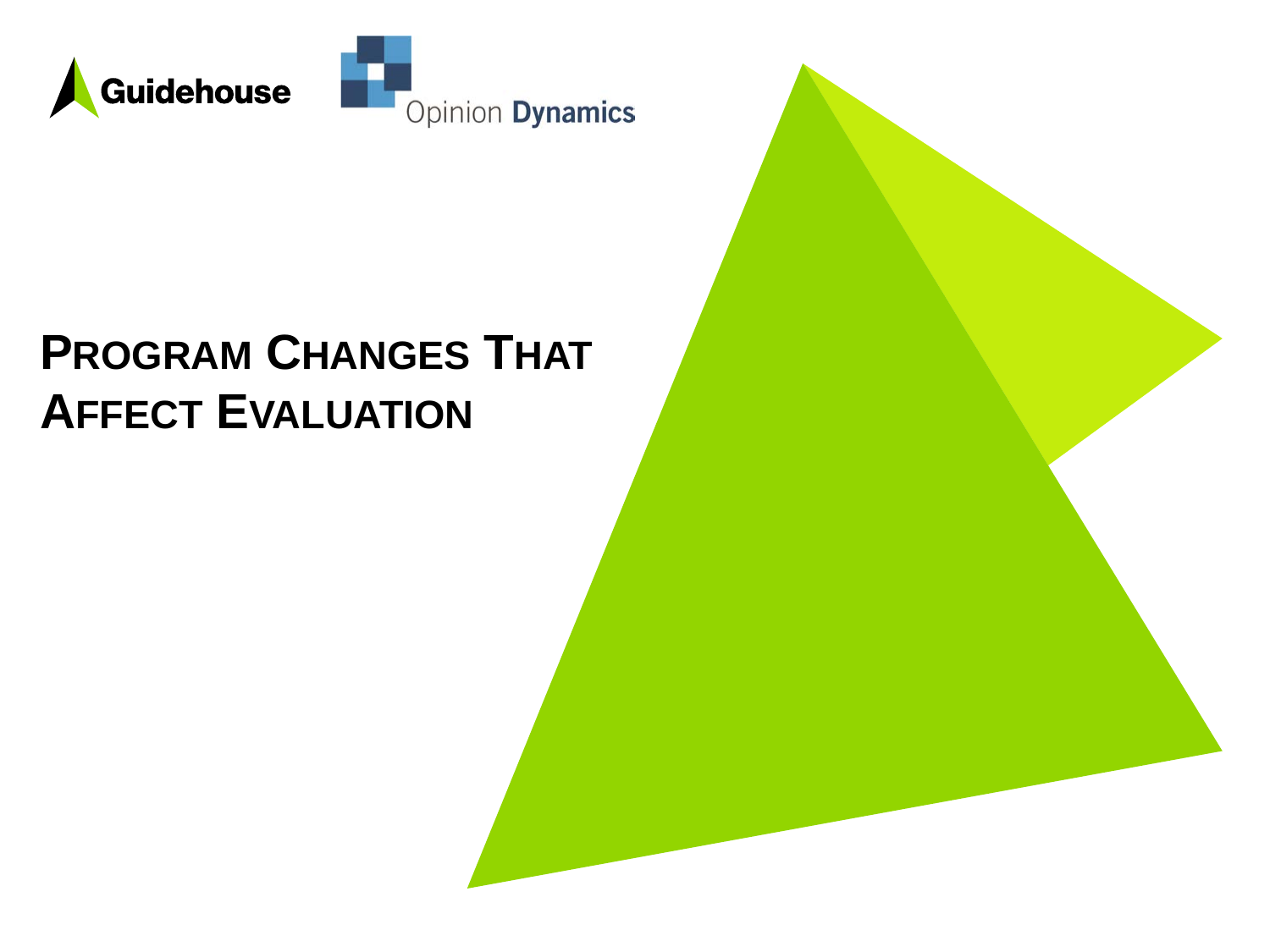# Program Changes That Affect Evaluation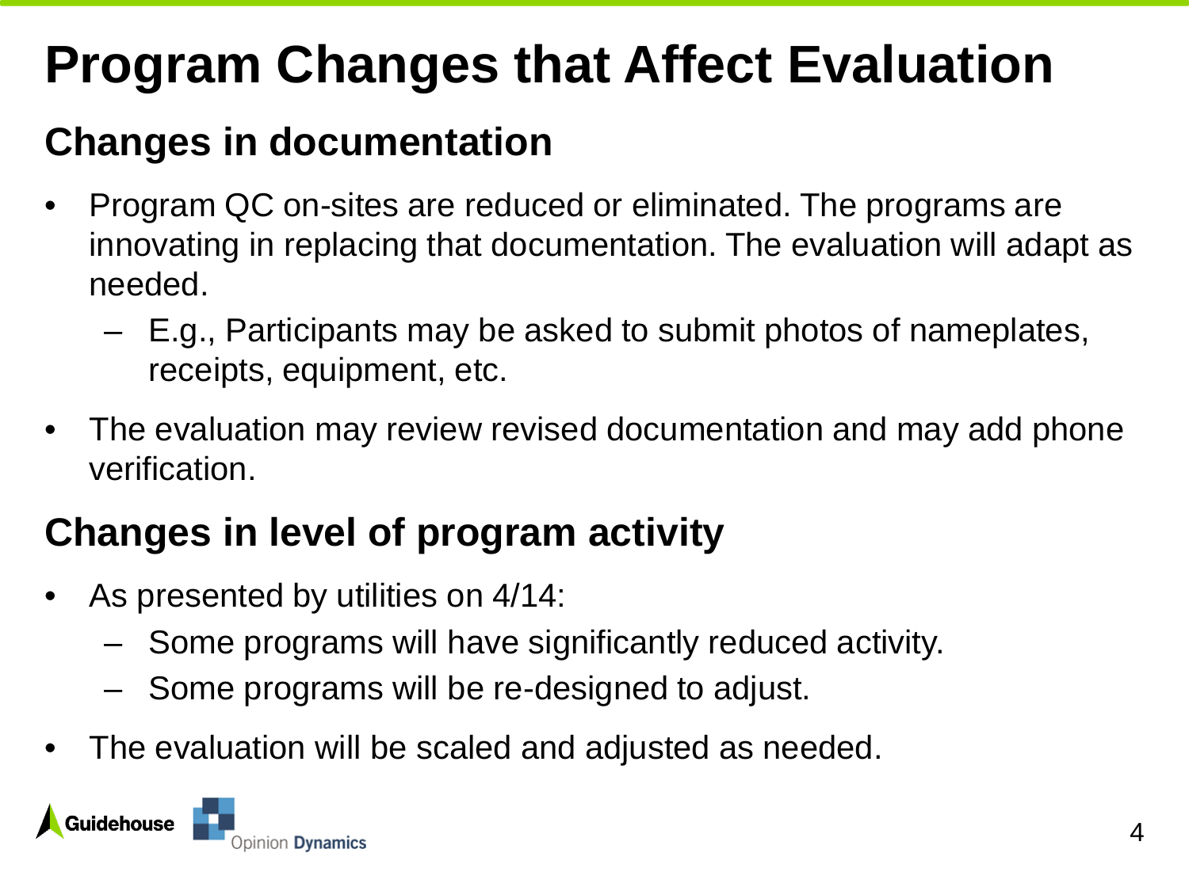# Program Changes that Affect Evaluation

## Changes in documentation

- Program QC on-sites are reduced or eliminated. The programs are innovating in replacing that documentation. The evaluation will adapt as needed.
  - E.g., Participants may be asked to submit photos of nameplates, receipts, equipment, etc.
- The evaluation may review revised documentation and may add phone verification.

## Changes in level of program activity

- As presented by utilities on 4/14:
  - Some programs will have significantly reduced activity.
  - Some programs will be re-designed to adjust.
- The evaluation will be scaled and adjusted as needed.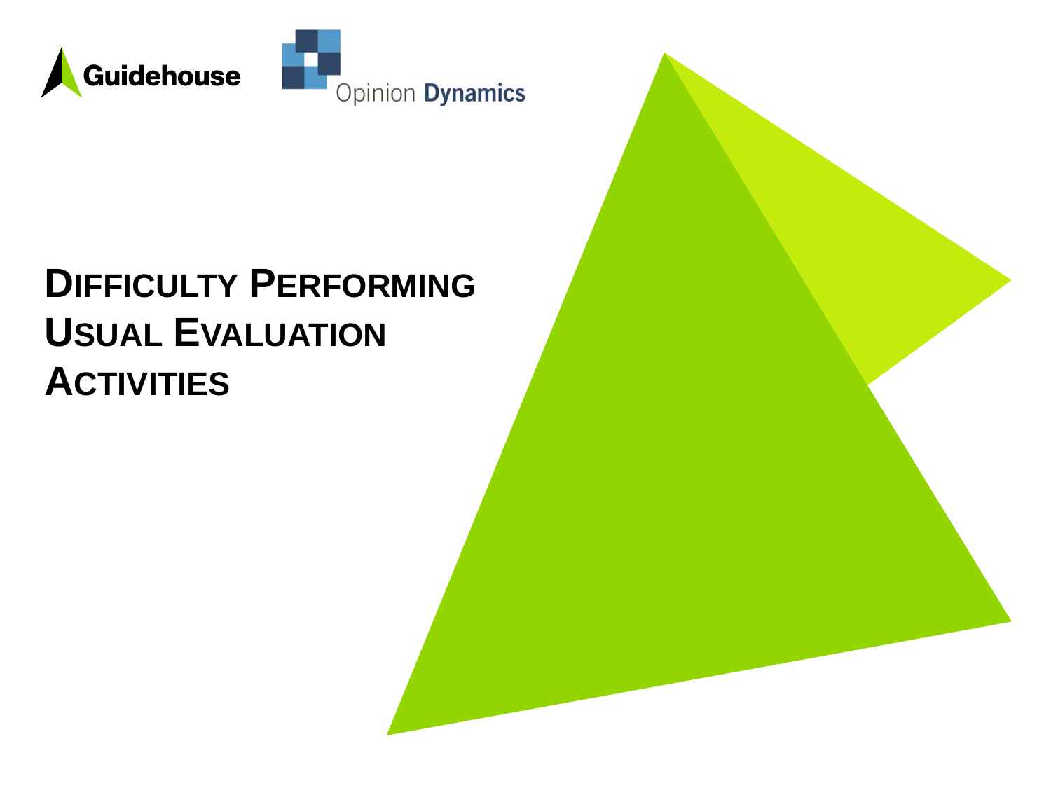# Difficulty Performing Usual Evaluation Activities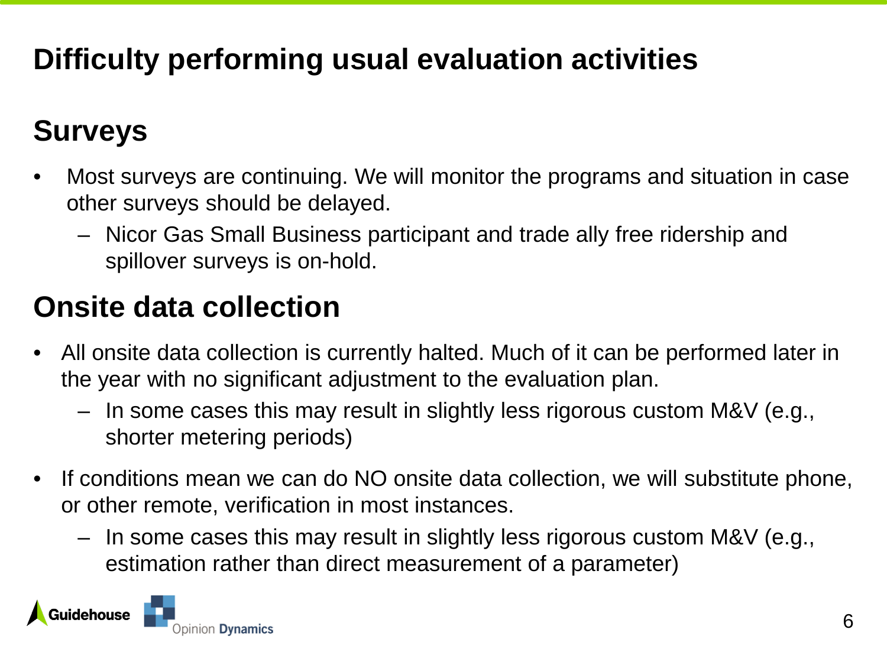# Difficulty performing usual evaluation activities

## Surveys

- Most surveys are continuing. We will monitor the programs and situation in case other surveys should be delayed.
  - Nicor Gas Small Business participant and trade ally free ridership and spillover surveys is on-hold.

## Onsite data collection

- All onsite data collection is currently halted. Much of it can be performed later in the year with no significant adjustment to the evaluation plan.
  - In some cases this may result in slightly less rigorous custom M&V (e.g., shorter metering periods)
- If conditions mean we can do NO onsite data collection, we will substitute phone, or other remote, verification in most instances.
  - In some cases this may result in slightly less rigorous custom M&V (e.g., estimation rather than direct measurement of a parameter)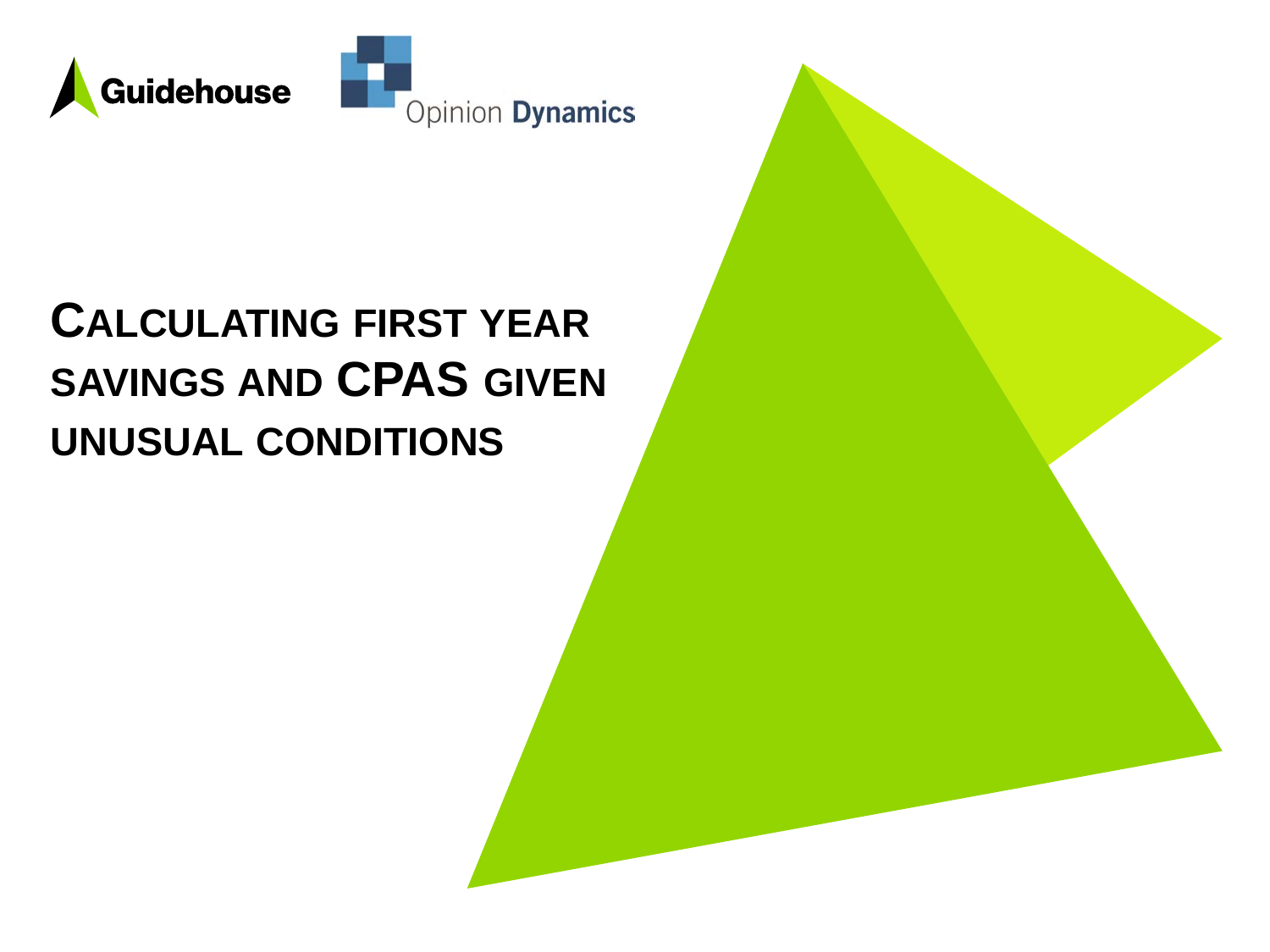# Calculating First Year Savings and CPAS Given Unusual Conditions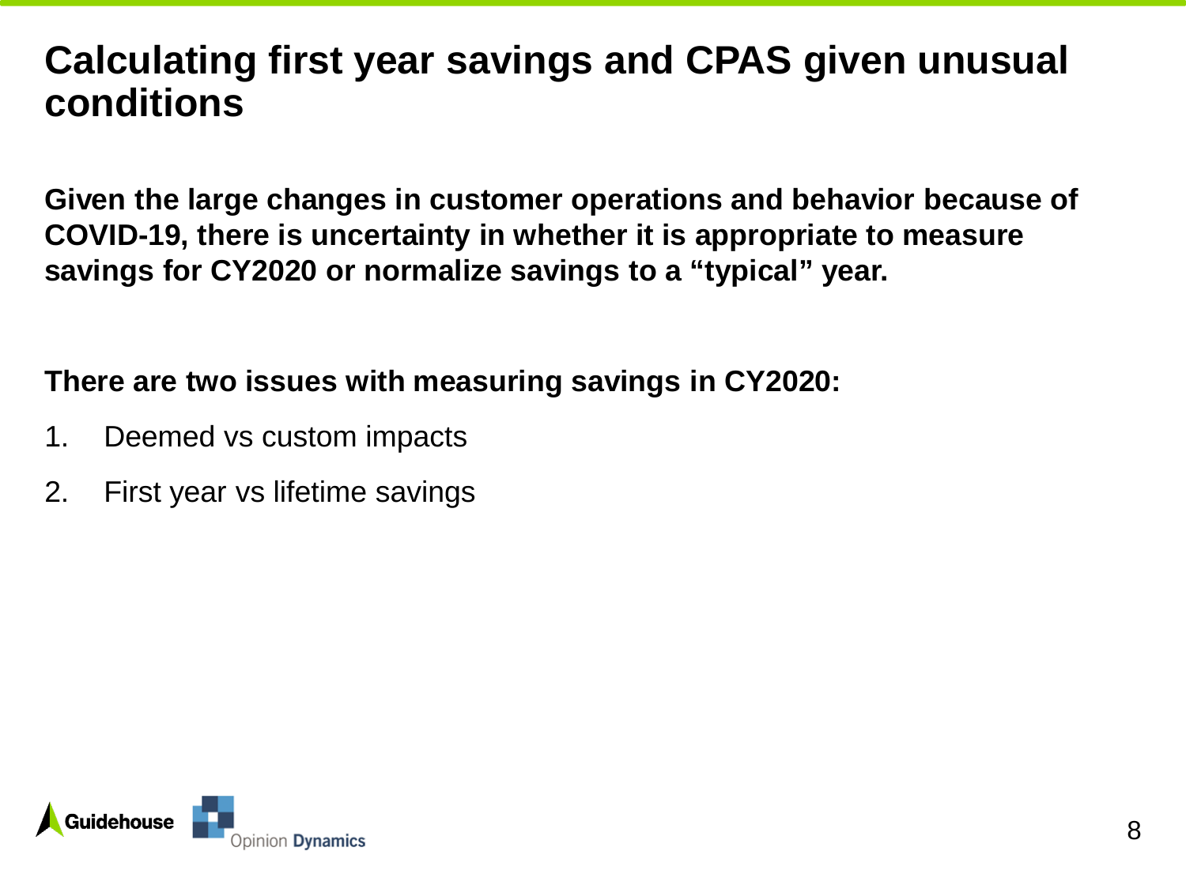# Calculating first year savings and CPAS given unusual conditions

**Given the large changes in customer operations and behavior because of COVID-19, there is uncertainty in whether it is appropriate to measure savings for CY2020 or normalize savings to a "typical" year.**

**There are two issues with measuring savings in CY2020:**

1. Deemed vs custom impacts
2. First year vs lifetime savings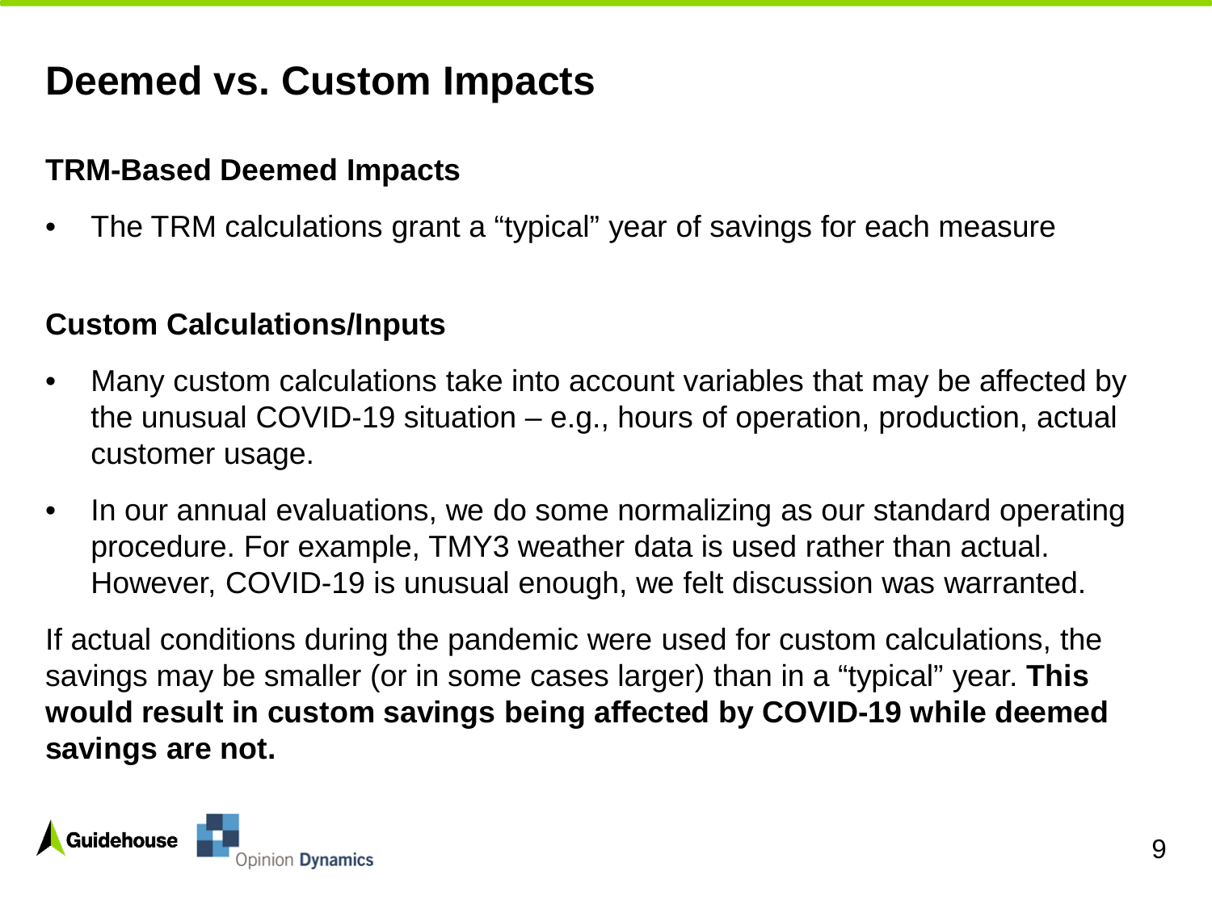# Deemed vs. Custom Impacts

## TRM-Based Deemed Impacts

- The TRM calculations grant a "typical" year of savings for each measure

## Custom Calculations/Inputs

- Many custom calculations take into account variables that may be affected by the unusual COVID-19 situation – e.g., hours of operation, production, actual customer usage.
- In our annual evaluations, we do some normalizing as our standard operating procedure. For example, TMY3 weather data is used rather than actual. However, COVID-19 is unusual enough, we felt discussion was warranted.

If actual conditions during the pandemic were used for custom calculations, the savings may be smaller (or in some cases larger) than in a "typical" year. **This would result in custom savings being affected by COVID-19 while deemed savings are not.**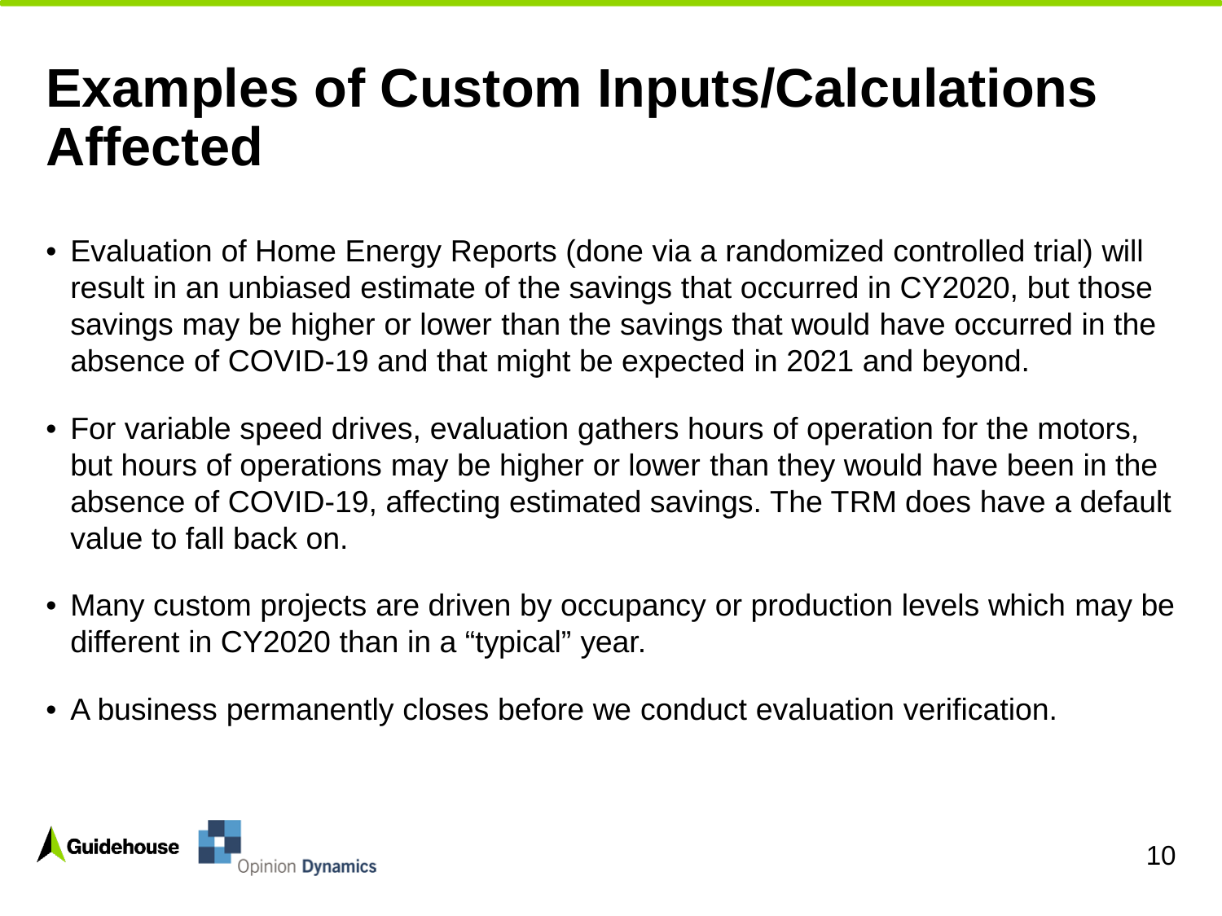# Examples of Custom Inputs/Calculations Affected

- Evaluation of Home Energy Reports (done via a randomized controlled trial) will result in an unbiased estimate of the savings that occurred in CY2020, but those savings may be higher or lower than the savings that would have occurred in the absence of COVID-19 and that might be expected in 2021 and beyond.

- For variable speed drives, evaluation gathers hours of operation for the motors, but hours of operations may be higher or lower than they would have been in the absence of COVID-19, affecting estimated savings. The TRM does have a default value to fall back on.

- Many custom projects are driven by occupancy or production levels which may be different in CY2020 than in a "typical" year.

- A business permanently closes before we conduct evaluation verification.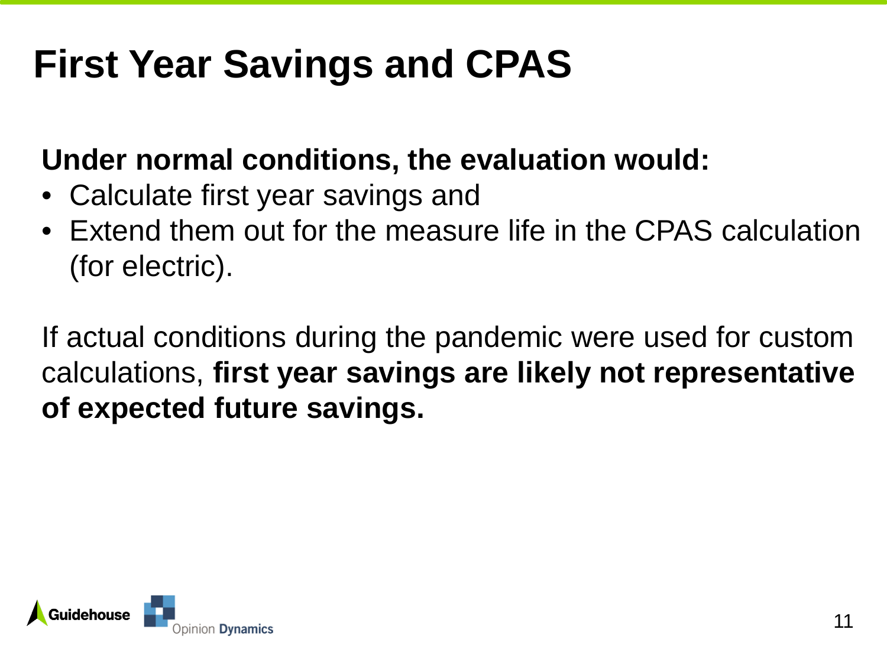# First Year Savings and CPAS

**Under normal conditions, the evaluation would:**

- Calculate first year savings and
- Extend them out for the measure life in the CPAS calculation (for electric).

If actual conditions during the pandemic were used for custom calculations, **first year savings are likely not representative of expected future savings.**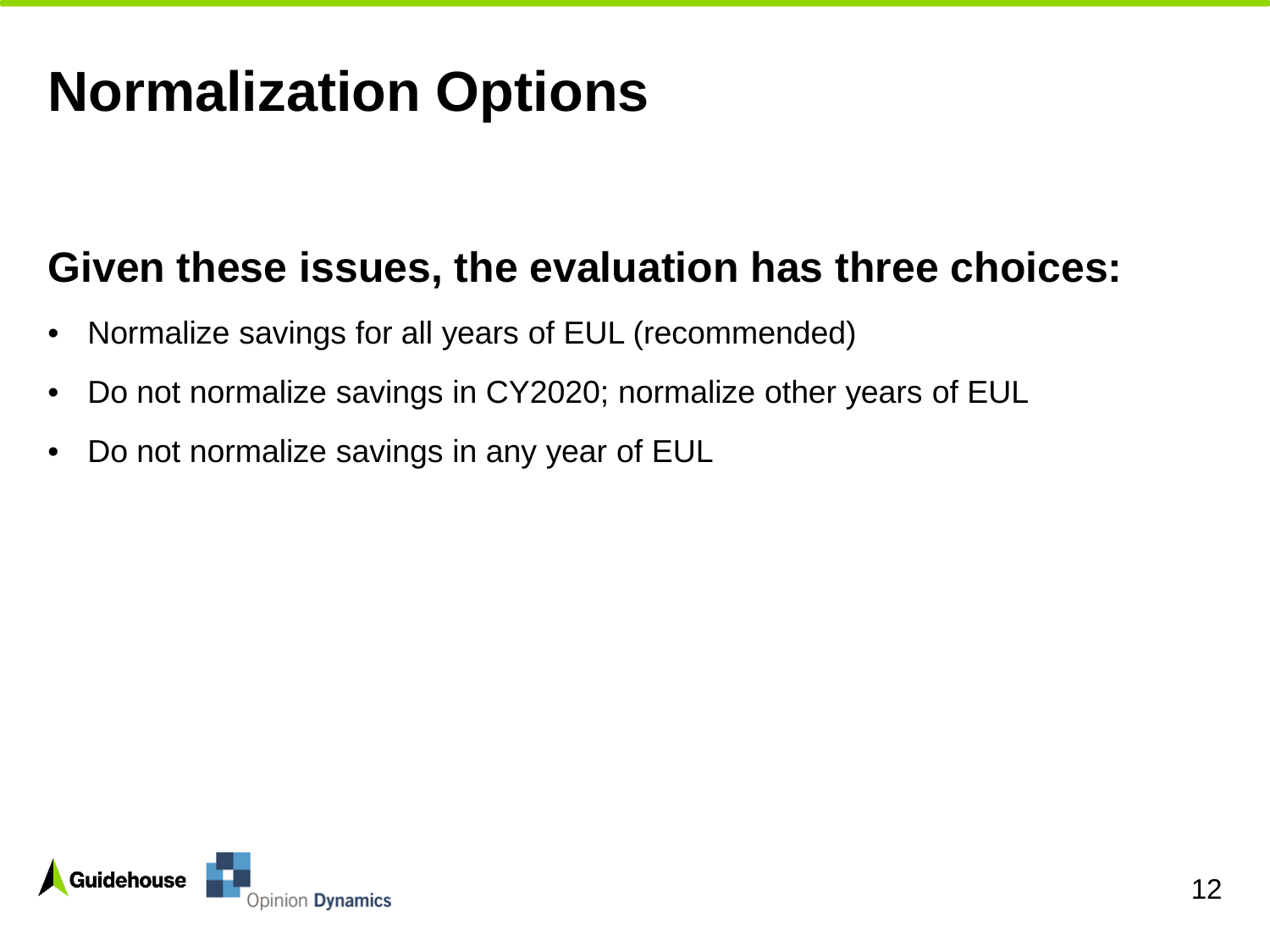# Normalization Options

## Given these issues, the evaluation has three choices:

- Normalize savings for all years of EUL (recommended)
- Do not normalize savings in CY2020; normalize other years of EUL
- Do not normalize savings in any year of EUL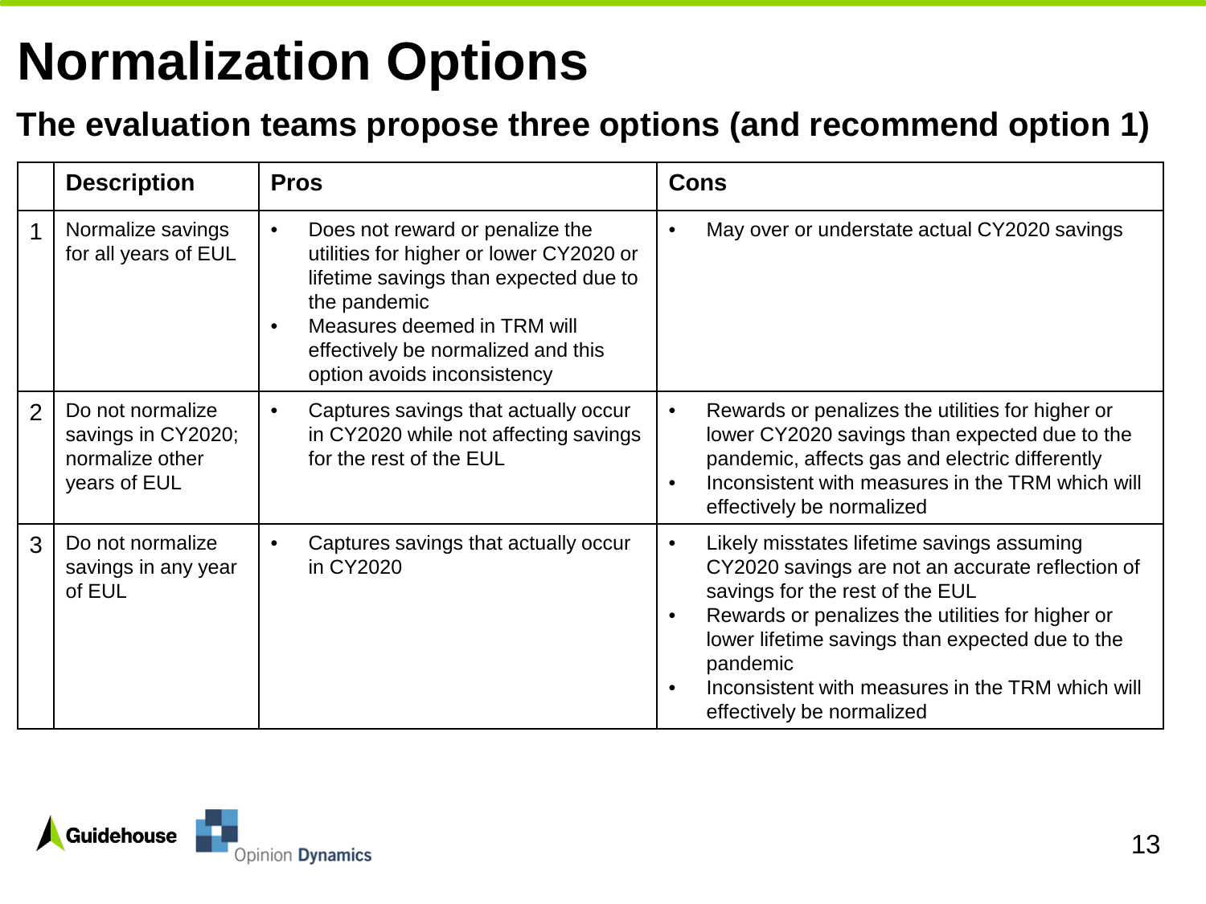# Normalization Options

## The evaluation teams propose three options (and recommend option 1)

| | Description | Pros | Cons |
|---|---|---|---|
| 1 | Normalize savings for all years of EUL | • Does not reward or penalize the utilities for higher or lower CY2020 or lifetime savings than expected due to the pandemic<br>• Measures deemed in TRM will effectively be normalized and this option avoids inconsistency | • May over or understate actual CY2020 savings |
| 2 | Do not normalize savings in CY2020; normalize other years of EUL | • Captures savings that actually occur in CY2020 while not affecting savings for the rest of the EUL | • Rewards or penalizes the utilities for higher or lower CY2020 savings than expected due to the pandemic, affects gas and electric differently<br>• Inconsistent with measures in the TRM which will effectively be normalized |
| 3 | Do not normalize savings in any year of EUL | • Captures savings that actually occur in CY2020 | • Likely misstates lifetime savings assuming CY2020 savings are not an accurate reflection of savings for the rest of the EUL<br>• Rewards or penalizes the utilities for higher or lower lifetime savings than expected due to the pandemic<br>• Inconsistent with measures in the TRM which will effectively be normalized |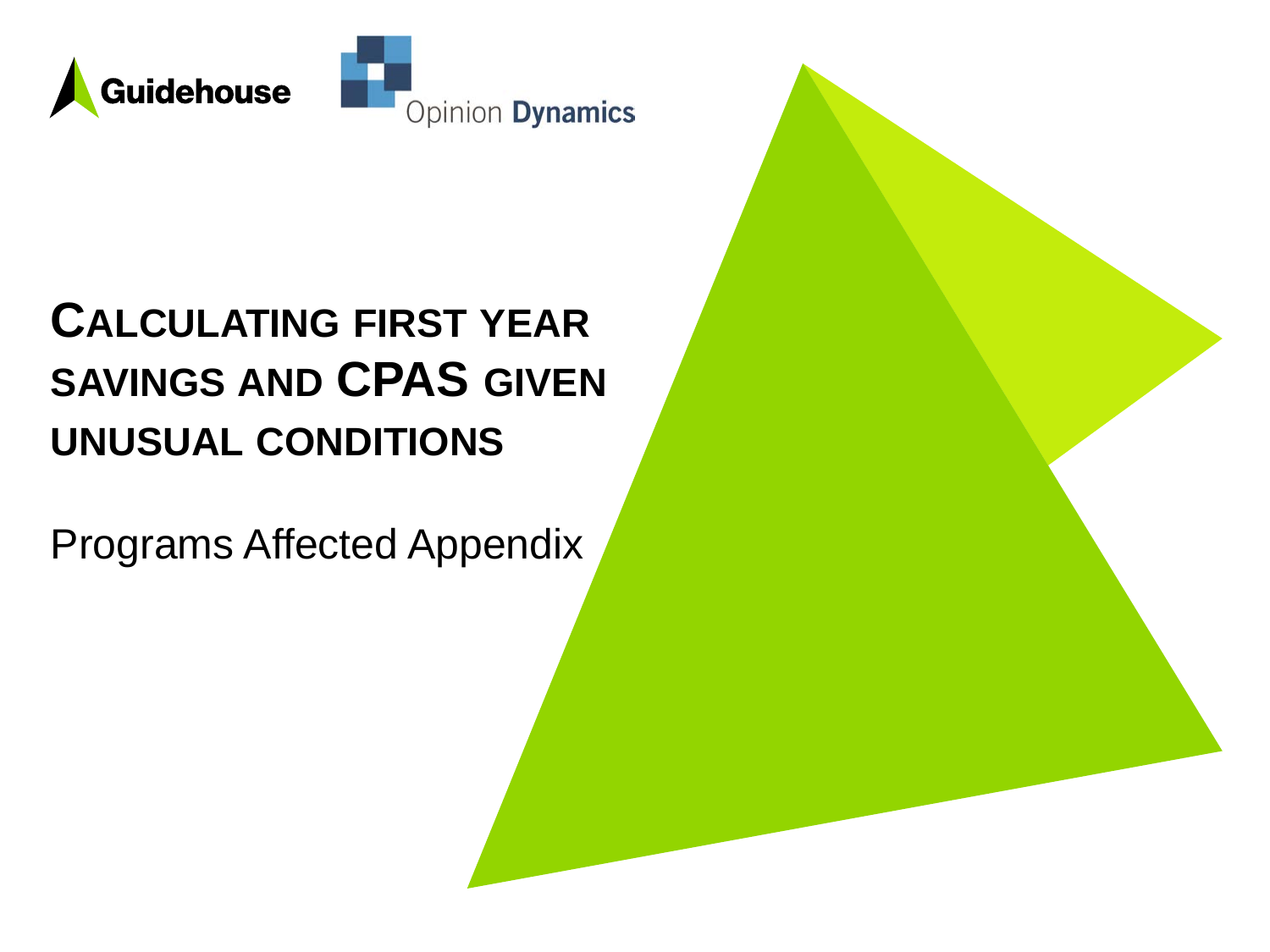Guidehouse

Opinion Dynamics

# CALCULATING FIRST YEAR SAVINGS AND CPAS GIVEN UNUSUAL CONDITIONS

Programs Affected Appendix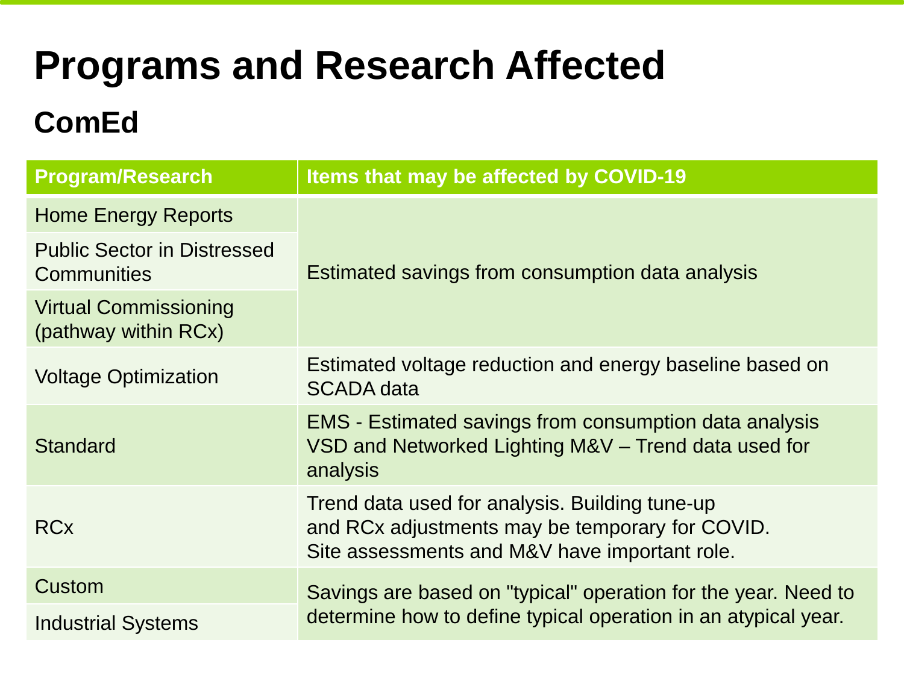# Programs and Research Affected

## ComEd

| Program/Research | Items that may be affected by COVID-19 |
| --- | --- |
| Home Energy Reports | Estimated savings from consumption data analysis |
| Public Sector in Distressed Communities | |
| Virtual Commissioning (pathway within RCx) | |
| Voltage Optimization | Estimated voltage reduction and energy baseline based on SCADA data |
| Standard | EMS - Estimated savings from consumption data analysis<br>VSD and Networked Lighting M&V – Trend data used for analysis |
| RCx | Trend data used for analysis. Building tune-up and RCx adjustments may be temporary for COVID.<br>Site assessments and M&V have important role. |
| Custom | Savings are based on "typical" operation for the year. Need to determine how to define typical operation in an atypical year. |
| Industrial Systems | |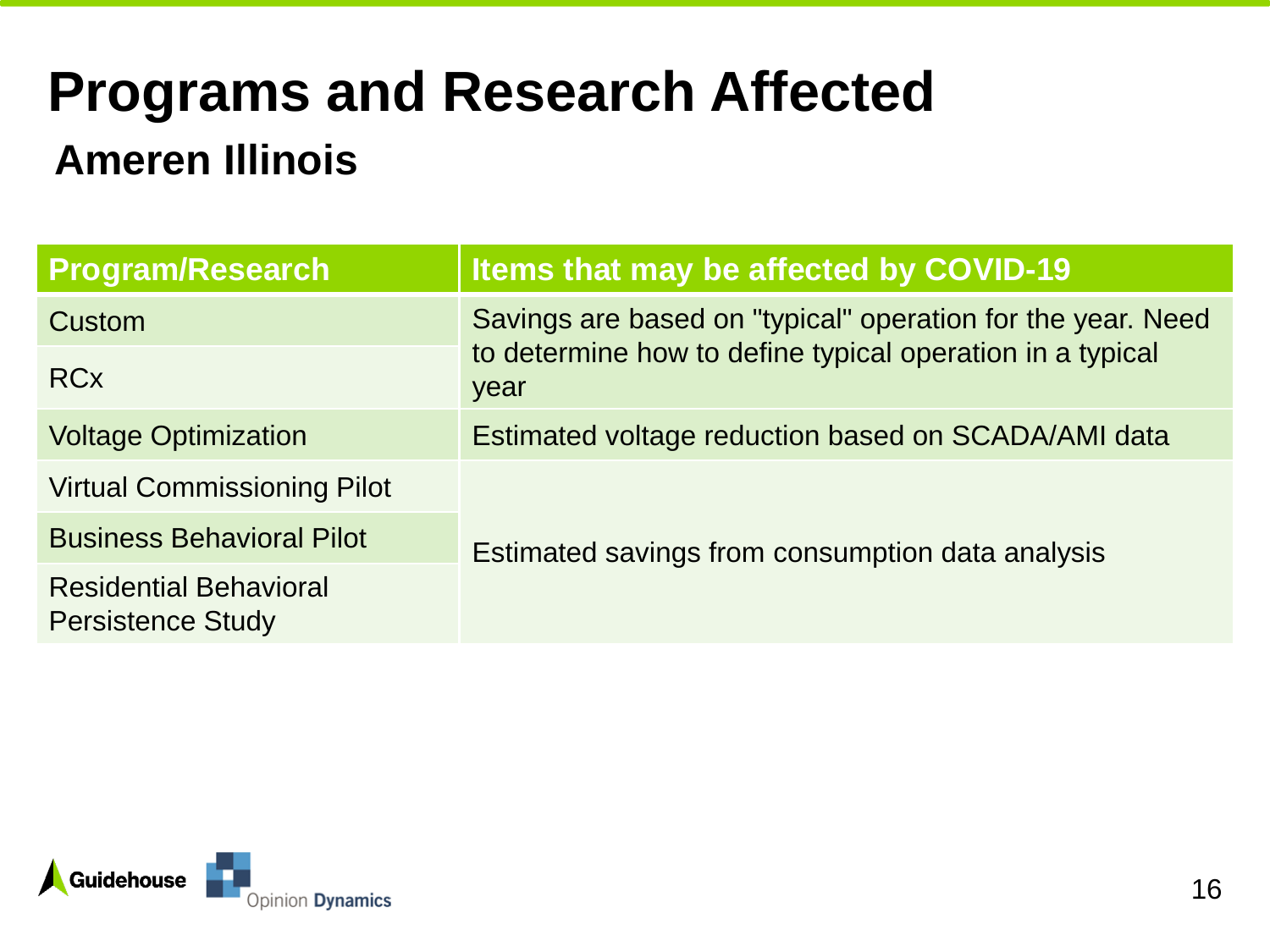# Programs and Research Affected

## Ameren Illinois

| Program/Research | Items that may be affected by COVID-19 |
|---|---|
| Custom | Savings are based on "typical" operation for the year. Need to determine how to define typical operation in a typical year |
| RCx | |
| Voltage Optimization | Estimated voltage reduction based on SCADA/AMI data |
| Virtual Commissioning Pilot | Estimated savings from consumption data analysis |
| Business Behavioral Pilot | |
| Residential Behavioral Persistence Study | |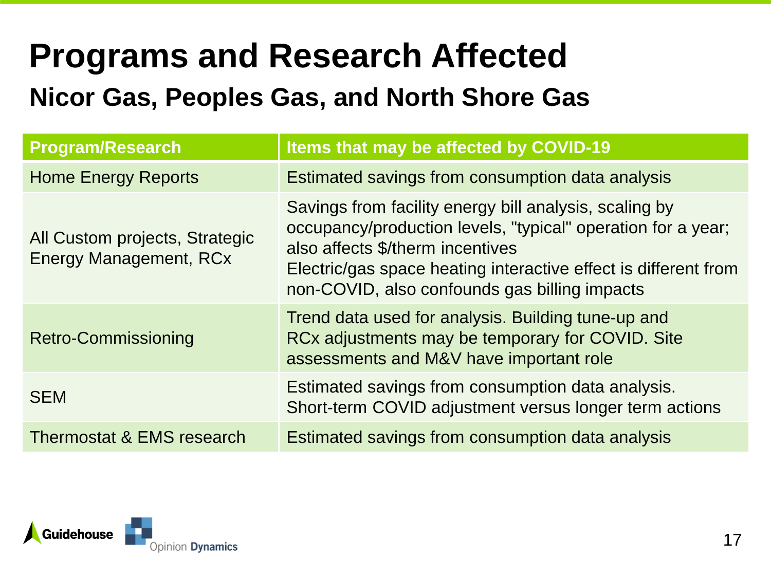# Programs and Research Affected

## Nicor Gas, Peoples Gas, and North Shore Gas

| Program/Research | Items that may be affected by COVID-19 |
|---|---|
| Home Energy Reports | Estimated savings from consumption data analysis |
| All Custom projects, Strategic Energy Management, RCx | Savings from facility energy bill analysis, scaling by occupancy/production levels, "typical" operation for a year; also affects $/therm incentives<br>Electric/gas space heating interactive effect is different from non-COVID, also confounds gas billing impacts |
| Retro-Commissioning | Trend data used for analysis. Building tune-up and RCx adjustments may be temporary for COVID. Site assessments and M&V have important role |
| SEM | Estimated savings from consumption data analysis. Short-term COVID adjustment versus longer term actions |
| Thermostat & EMS research | Estimated savings from consumption data analysis |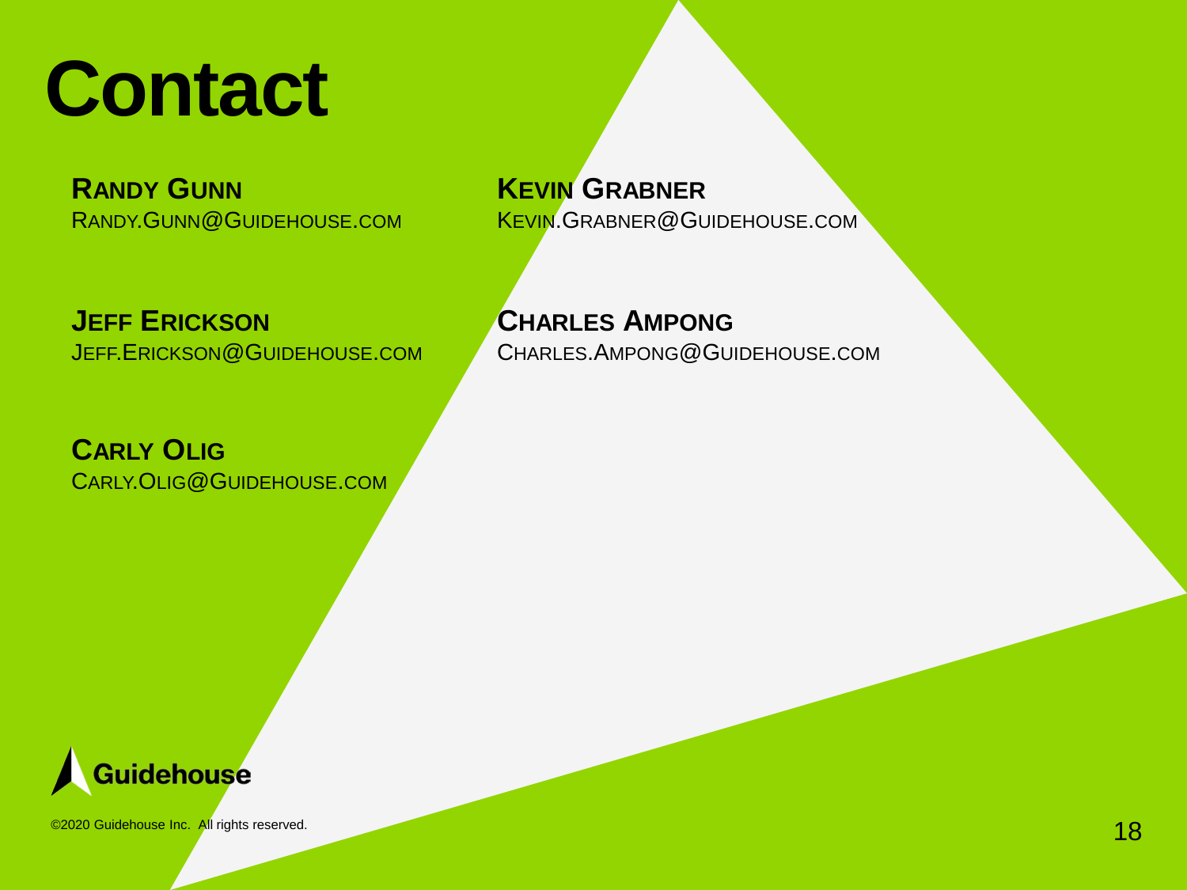# Contact

**Randy Gunn**
Randy.Gunn@guidehouse.com

**Jeff Erickson**
Jeff.Erickson@guidehouse.com

**Carly Olig**
Carly.Olig@guidehouse.com

**Kevin Grabner**
Kevin.Grabner@guidehouse.com

**Charles Ampong**
Charles.Ampong@guidehouse.com

Guidehouse

©2020 Guidehouse Inc. All rights reserved.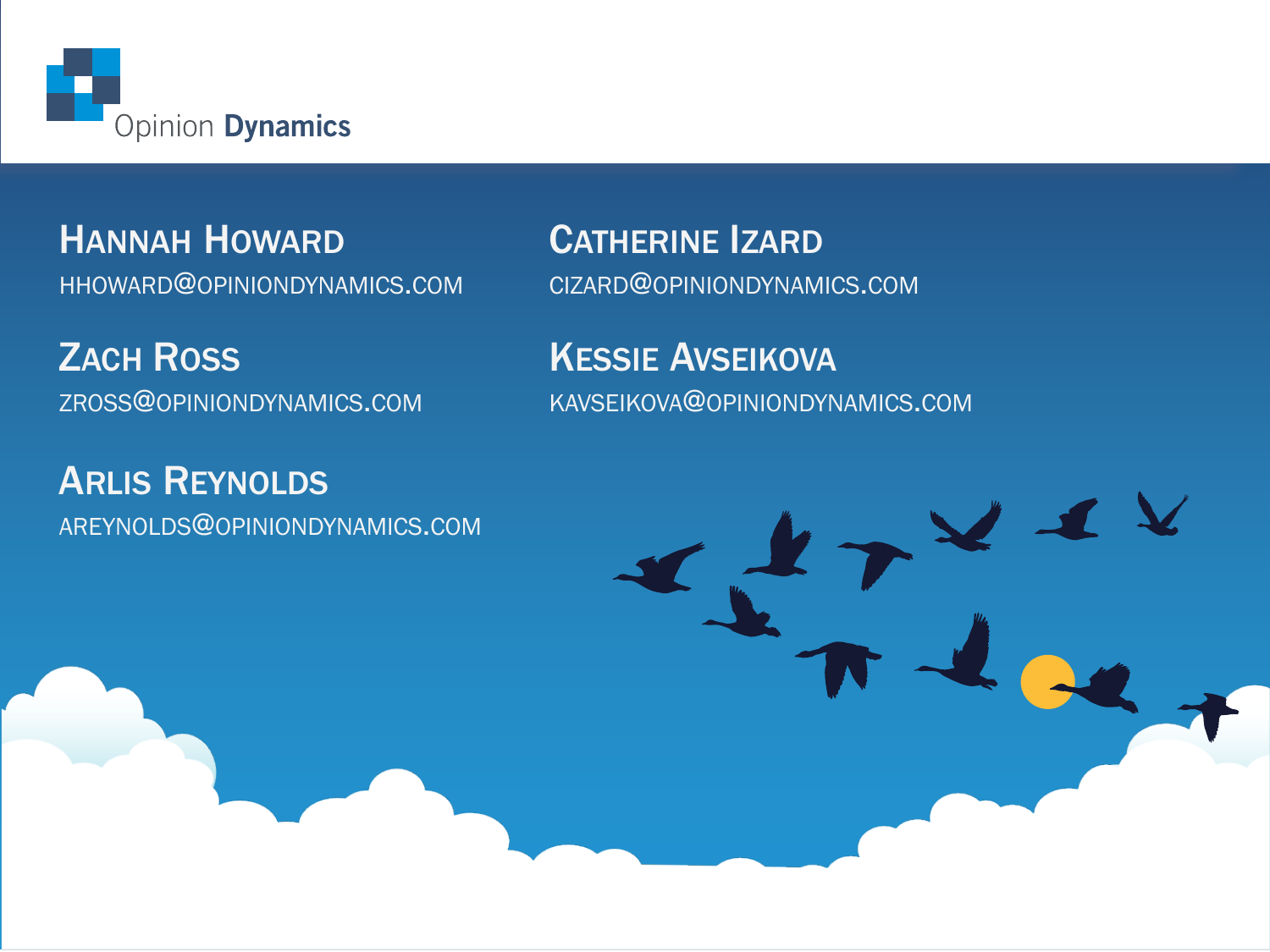Opinion **Dynamics**

**Hannah Howard**
HHOWARD@OPINIONDYNAMICS.COM

**Zach Ross**
ZROSS@OPINIONDYNAMICS.COM

**Arlis Reynolds**
AREYNOLDS@OPINIONDYNAMICS.COM

**Catherine Izard**
CIZARD@OPINIONDYNAMICS.COM

**Kessie Avseikova**
KAVSEIKOVA@OPINIONDYNAMICS.COM